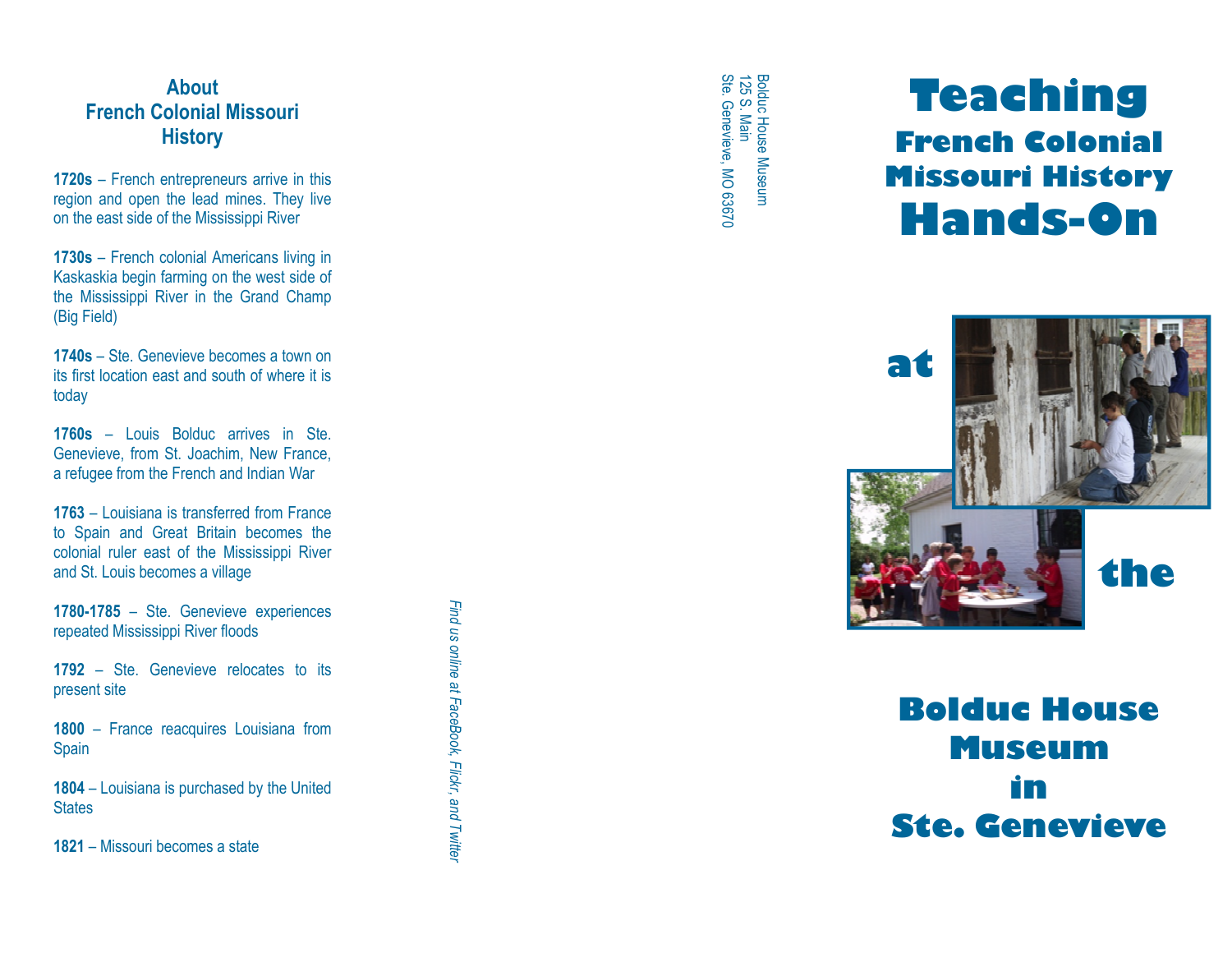## About French Colonial Missouri History

**1720s** – French entrepreneurs arrive in this region and open the lead mines. They live on the east side of the Mississippi River

**1730s** – French colonial Americans living in Kaskaskia begin farming on the west side of the Mississippi River in the Grand Champ (Big Field)

**1740s** – Ste. Genevieve becomes a town on its first location east and south of where it is today

**1760s** – Louis Bolduc arrives in Ste. Genevieve, from St. Joachim, New France, a refugee from the French and Indian War

**1763** – Louisiana is transferred from France to Spain and Great Britain becomes the colonial ruler east of the Mississippi River and St. Louis becomes a village

**1780-1785** – Ste. Genevieve experiences repeated Mississippi River floods

**1792** – Ste. Genevieve relocates to its present site

**1800** – France reacquires Louisiana from Spain

**1804** – Louisiana is purchased by the United States

**1821** – Missouri becomes a state

*Find us online at FaceBook, Flickr, and Twitter*

Bolduc House Museum
125 S. Main
Ste. Genevieve, MO 63670

# Teaching French Colonial Missouri History Hands-On

# at the

# Bolduc House Museum in Ste. Genevieve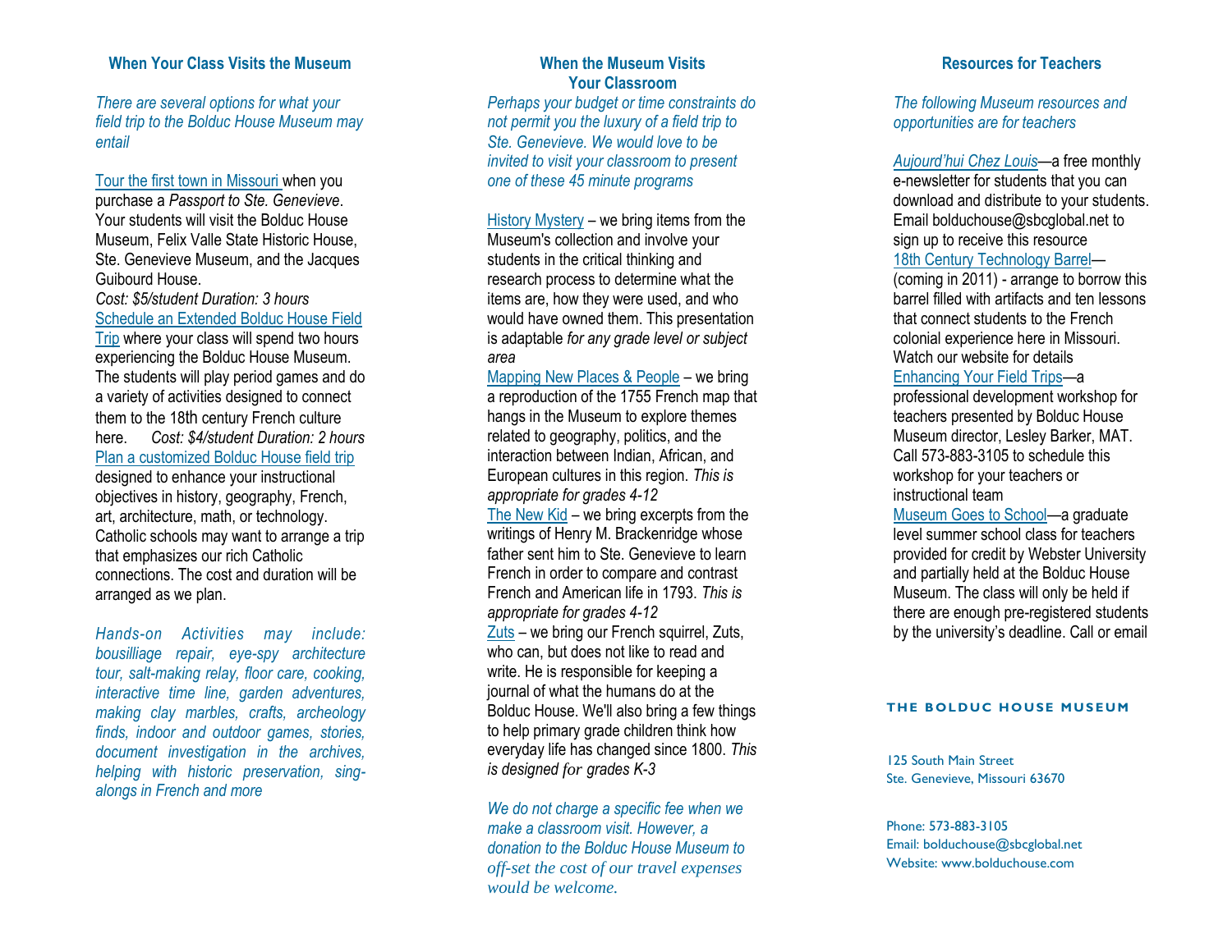## When Your Class Visits the Museum

*There are several options for what your field trip to the Bolduc House Museum may entail*

Tour the first town in Missouri when you purchase a *Passport to Ste. Genevieve*. Your students will visit the Bolduc House Museum, Felix Valle State Historic House, Ste. Genevieve Museum, and the Jacques Guibourd House.
*Cost: $5/student Duration: 3 hours*

Schedule an Extended Bolduc House Field Trip where your class will spend two hours experiencing the Bolduc House Museum. The students will play period games and do a variety of activities designed to connect them to the 18th century French culture here. *Cost: $4/student Duration: 2 hours*

Plan a customized Bolduc House field trip designed to enhance your instructional objectives in history, geography, French, art, architecture, math, or technology. Catholic schools may want to arrange a trip that emphasizes our rich Catholic connections. The cost and duration will be arranged as we plan.

*Hands-on Activities may include: bousilliage repair, eye-spy architecture tour, salt-making relay, floor care, cooking, interactive time line, garden adventures, making clay marbles, crafts, archeology finds, indoor and outdoor games, stories, document investigation in the archives, helping with historic preservation, sing-alongs in French and more*

## When the Museum Visits Your Classroom

*Perhaps your budget or time constraints do not permit you the luxury of a field trip to Ste. Genevieve. We would love to be invited to visit your classroom to present one of these 45 minute programs*

History Mystery – we bring items from the Museum's collection and involve your students in the critical thinking and research process to determine what the items are, how they were used, and who would have owned them. This presentation is adaptable *for any grade level or subject area*

Mapping New Places & People – we bring a reproduction of the 1755 French map that hangs in the Museum to explore themes related to geography, politics, and the interaction between Indian, African, and European cultures in this region. *This is appropriate for grades 4-12*

The New Kid – we bring excerpts from the writings of Henry M. Brackenridge whose father sent him to Ste. Genevieve to learn French in order to compare and contrast French and American life in 1793. *This is appropriate for grades 4-12*

Zuts – we bring our French squirrel, Zuts, who can, but does not like to read and write. He is responsible for keeping a journal of what the humans do at the Bolduc House. We'll also bring a few things to help primary grade children think how everyday life has changed since 1800. *This is designed for grades K-3*

*We do not charge a specific fee when we make a classroom visit. However, a donation to the Bolduc House Museum to off-set the cost of our travel expenses would be welcome.*

## Resources for Teachers

*The following Museum resources and opportunities are for teachers*

*Aujourd'hui Chez Louis*—a free monthly e-newsletter for students that you can download and distribute to your students. Email bolduchouse@sbcglobal.net to sign up to receive this resource

18th Century Technology Barrel—(coming in 2011) - arrange to borrow this barrel filled with artifacts and ten lessons that connect students to the French colonial experience here in Missouri. Watch our website for details

Enhancing Your Field Trips—a professional development workshop for teachers presented by Bolduc House Museum director, Lesley Barker, MAT. Call 573-883-3105 to schedule this workshop for your teachers or instructional team

Museum Goes to School—a graduate level summer school class for teachers provided for credit by Webster University and partially held at the Bolduc House Museum. The class will only be held if there are enough pre-registered students by the university's deadline. Call or email

**THE BOLDUC HOUSE MUSEUM**

125 South Main Street
Ste. Genevieve, Missouri 63670

Phone: 573-883-3105
Email: bolduchouse@sbcglobal.net
Website: www.bolduchouse.com